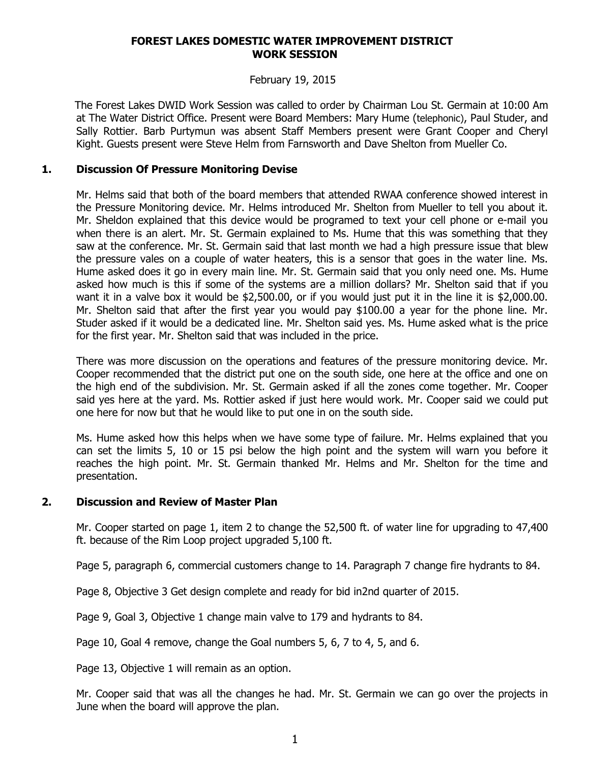# FOREST LAKES DOMESTIC WATER IMPROVEMENT DISTRICT
# WORK SESSION

February 19, 2015

The Forest Lakes DWID Work Session was called to order by Chairman Lou St. Germain at 10:00 Am at The Water District Office. Present were Board Members: Mary Hume (telephonic), Paul Studer, and Sally Rottier. Barb Purtymun was absent Staff Members present were Grant Cooper and Cheryl Kight. Guests present were Steve Helm from Farnsworth and Dave Shelton from Mueller Co.

## 1. Discussion Of Pressure Monitoring Devise

Mr. Helms said that both of the board members that attended RWAA conference showed interest in the Pressure Monitoring device. Mr. Helms introduced Mr. Shelton from Mueller to tell you about it. Mr. Sheldon explained that this device would be programed to text your cell phone or e-mail you when there is an alert. Mr. St. Germain explained to Ms. Hume that this was something that they saw at the conference. Mr. St. Germain said that last month we had a high pressure issue that blew the pressure vales on a couple of water heaters, this is a sensor that goes in the water line. Ms. Hume asked does it go in every main line. Mr. St. Germain said that you only need one. Ms. Hume asked how much is this if some of the systems are a million dollars? Mr. Shelton said that if you want it in a valve box it would be $2,500.00, or if you would just put it in the line it is $2,000.00. Mr. Shelton said that after the first year you would pay $100.00 a year for the phone line. Mr. Studer asked if it would be a dedicated line. Mr. Shelton said yes. Ms. Hume asked what is the price for the first year. Mr. Shelton said that was included in the price.

There was more discussion on the operations and features of the pressure monitoring device. Mr. Cooper recommended that the district put one on the south side, one here at the office and one on the high end of the subdivision. Mr. St. Germain asked if all the zones come together. Mr. Cooper said yes here at the yard. Ms. Rottier asked if just here would work. Mr. Cooper said we could put one here for now but that he would like to put one in on the south side.

Ms. Hume asked how this helps when we have some type of failure. Mr. Helms explained that you can set the limits 5, 10 or 15 psi below the high point and the system will warn you before it reaches the high point. Mr. St. Germain thanked Mr. Helms and Mr. Shelton for the time and presentation.

## 2. Discussion and Review of Master Plan

Mr. Cooper started on page 1, item 2 to change the 52,500 ft. of water line for upgrading to 47,400 ft. because of the Rim Loop project upgraded 5,100 ft.

Page 5, paragraph 6, commercial customers change to 14. Paragraph 7 change fire hydrants to 84.

Page 8, Objective 3 Get design complete and ready for bid in2nd quarter of 2015.

Page 9, Goal 3, Objective 1 change main valve to 179 and hydrants to 84.

Page 10, Goal 4 remove, change the Goal numbers 5, 6, 7 to 4, 5, and 6.

Page 13, Objective 1 will remain as an option.

Mr. Cooper said that was all the changes he had. Mr. St. Germain we can go over the projects in June when the board will approve the plan.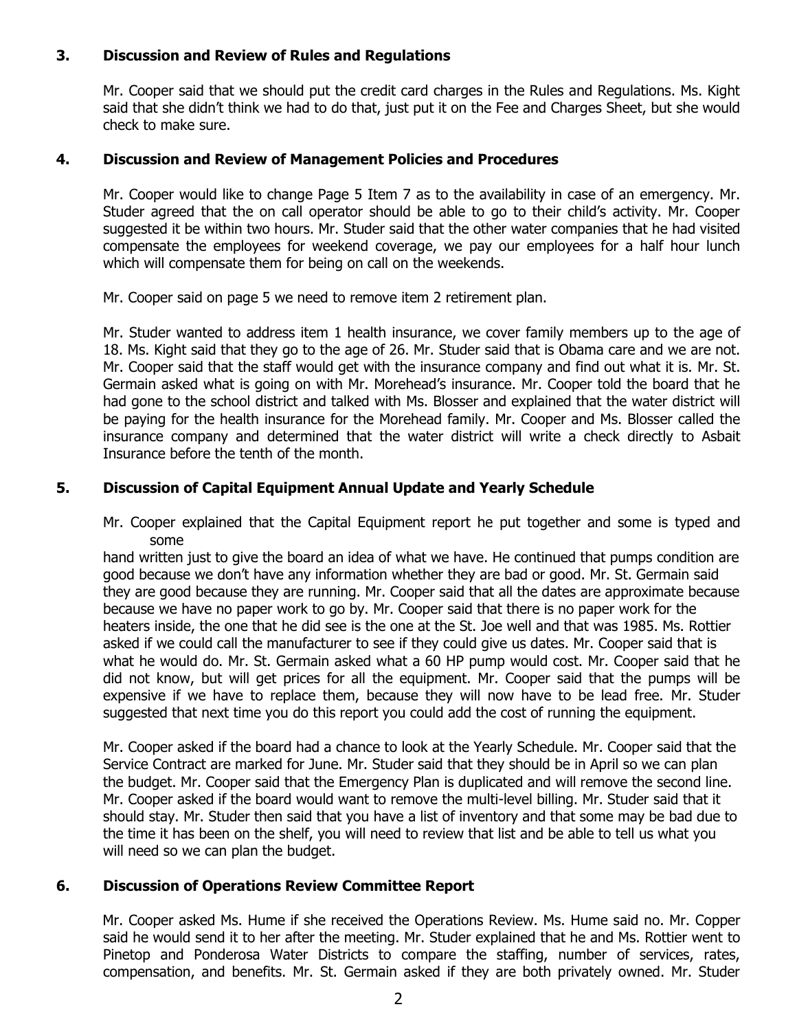### 3. Discussion and Review of Rules and Regulations

Mr. Cooper said that we should put the credit card charges in the Rules and Regulations. Ms. Kight said that she didn't think we had to do that, just put it on the Fee and Charges Sheet, but she would check to make sure.

### 4. Discussion and Review of Management Policies and Procedures

Mr. Cooper would like to change Page 5 Item 7 as to the availability in case of an emergency. Mr. Studer agreed that the on call operator should be able to go to their child's activity. Mr. Cooper suggested it be within two hours. Mr. Studer said that the other water companies that he had visited compensate the employees for weekend coverage, we pay our employees for a half hour lunch which will compensate them for being on call on the weekends.

Mr. Cooper said on page 5 we need to remove item 2 retirement plan.

Mr. Studer wanted to address item 1 health insurance, we cover family members up to the age of 18. Ms. Kight said that they go to the age of 26. Mr. Studer said that is Obama care and we are not. Mr. Cooper said that the staff would get with the insurance company and find out what it is. Mr. St. Germain asked what is going on with Mr. Morehead's insurance. Mr. Cooper told the board that he had gone to the school district and talked with Ms. Blosser and explained that the water district will be paying for the health insurance for the Morehead family. Mr. Cooper and Ms. Blosser called the insurance company and determined that the water district will write a check directly to Asbait Insurance before the tenth of the month.

### 5. Discussion of Capital Equipment Annual Update and Yearly Schedule

Mr. Cooper explained that the Capital Equipment report he put together and some is typed and some hand written just to give the board an idea of what we have. He continued that pumps condition are good because we don't have any information whether they are bad or good. Mr. St. Germain said they are good because they are running. Mr. Cooper said that all the dates are approximate because because we have no paper work to go by. Mr. Cooper said that there is no paper work for the heaters inside, the one that he did see is the one at the St. Joe well and that was 1985. Ms. Rottier asked if we could call the manufacturer to see if they could give us dates. Mr. Cooper said that is what he would do. Mr. St. Germain asked what a 60 HP pump would cost. Mr. Cooper said that he did not know, but will get prices for all the equipment. Mr. Cooper said that the pumps will be expensive if we have to replace them, because they will now have to be lead free. Mr. Studer suggested that next time you do this report you could add the cost of running the equipment.

Mr. Cooper asked if the board had a chance to look at the Yearly Schedule. Mr. Cooper said that the Service Contract are marked for June. Mr. Studer said that they should be in April so we can plan the budget. Mr. Cooper said that the Emergency Plan is duplicated and will remove the second line. Mr. Cooper asked if the board would want to remove the multi-level billing. Mr. Studer said that it should stay. Mr. Studer then said that you have a list of inventory and that some may be bad due to the time it has been on the shelf, you will need to review that list and be able to tell us what you will need so we can plan the budget.

### 6. Discussion of Operations Review Committee Report

Mr. Cooper asked Ms. Hume if she received the Operations Review. Ms. Hume said no. Mr. Copper said he would send it to her after the meeting. Mr. Studer explained that he and Ms. Rottier went to Pinetop and Ponderosa Water Districts to compare the staffing, number of services, rates, compensation, and benefits. Mr. St. Germain asked if they are both privately owned. Mr. Studer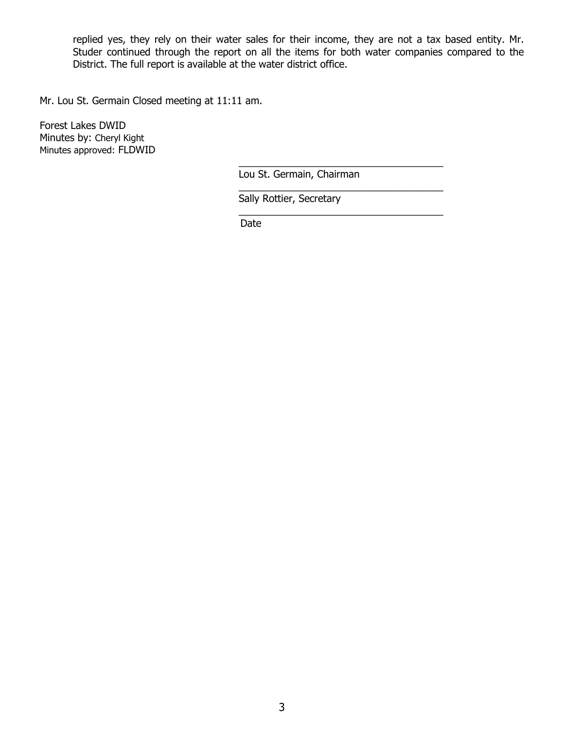replied yes, they rely on their water sales for their income, they are not a tax based entity. Mr. Studer continued through the report on all the items for both water companies compared to the District. The full report is available at the water district office.

Mr. Lou St. Germain Closed meeting at 11:11 am.

Forest Lakes DWID
Minutes by: Cheryl Kight
Minutes approved: FLDWID

_______________________________________
Lou St. Germain, Chairman

_______________________________________
Sally Rottier, Secretary

_______________________________________
Date